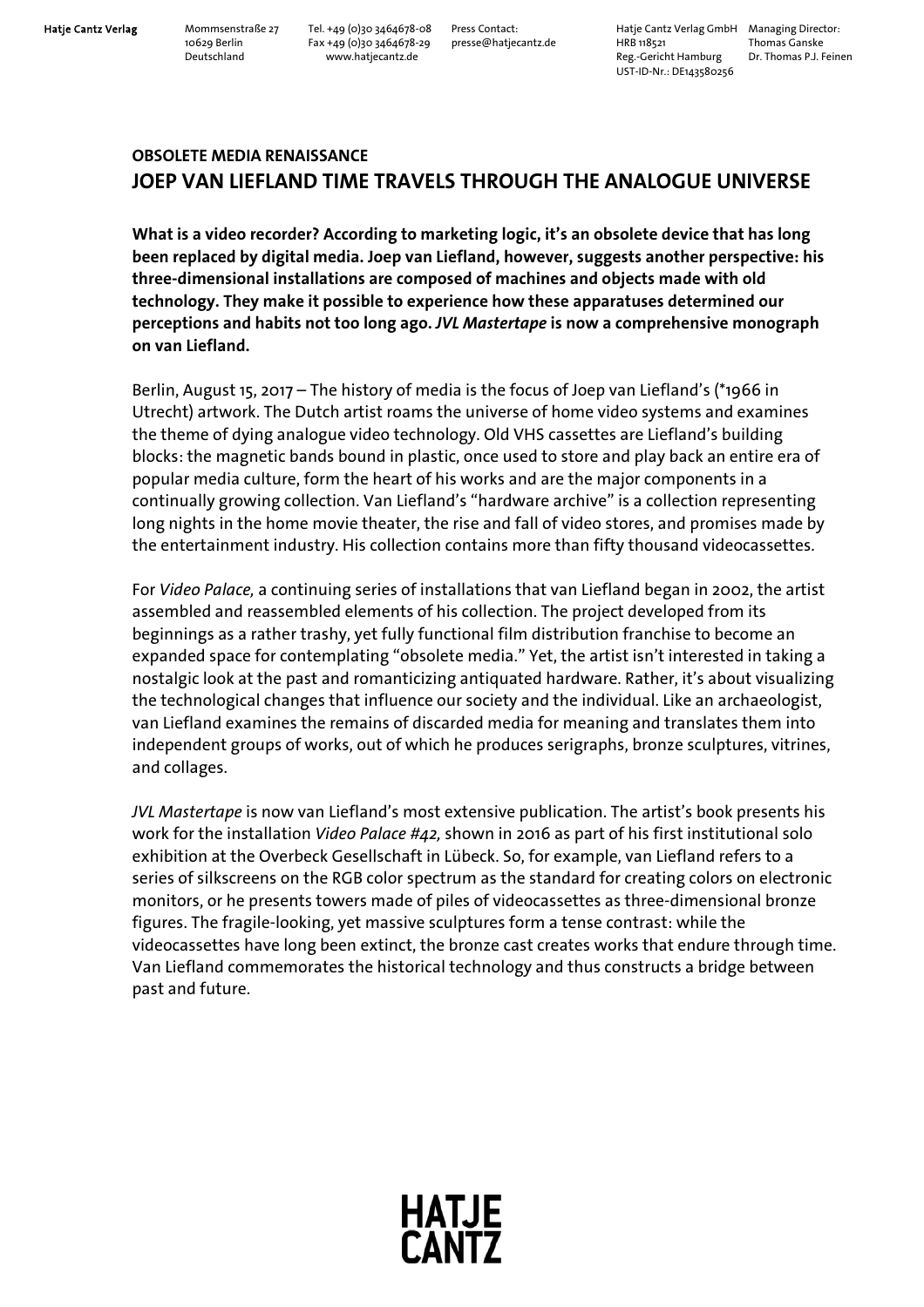Hatje Cantz Verlag

Mommsenstraße 27
10629 Berlin
Deutschland

Tel. +49 (0)30 3464678-08
Fax +49 (0)30 3464678-29
www.hatjecantz.de

Press Contact:
presse@hatjecantz.de

Hatje Cantz Verlag GmbH
HRB 118521
Reg.-Gericht Hamburg
UST-ID-Nr.: DE143580256

Managing Director:
Thomas Ganske
Dr. Thomas P.J. Feinen

**OBSOLETE MEDIA RENAISSANCE**

# JOEP VAN LIEFLAND TIME TRAVELS THROUGH THE ANALOGUE UNIVERSE

**What is a video recorder? According to marketing logic, it's an obsolete device that has long been replaced by digital media. Joep van Liefland, however, suggests another perspective: his three-dimensional installations are composed of machines and objects made with old technology. They make it possible to experience how these apparatuses determined our perceptions and habits not too long ago. *JVL Mastertape* is now a comprehensive monograph on van Liefland.**

Berlin, August 15, 2017 – The history of media is the focus of Joep van Liefland's (*1966 in Utrecht) artwork. The Dutch artist roams the universe of home video systems and examines the theme of dying analogue video technology. Old VHS cassettes are Liefland's building blocks: the magnetic bands bound in plastic, once used to store and play back an entire era of popular media culture, form the heart of his works and are the major components in a continually growing collection. Van Liefland's "hardware archive" is a collection representing long nights in the home movie theater, the rise and fall of video stores, and promises made by the entertainment industry. His collection contains more than fifty thousand videocassettes.

For *Video Palace,* a continuing series of installations that van Liefland began in 2002, the artist assembled and reassembled elements of his collection. The project developed from its beginnings as a rather trashy, yet fully functional film distribution franchise to become an expanded space for contemplating "obsolete media." Yet, the artist isn't interested in taking a nostalgic look at the past and romanticizing antiquated hardware. Rather, it's about visualizing the technological changes that influence our society and the individual. Like an archaeologist, van Liefland examines the remains of discarded media for meaning and translates them into independent groups of works, out of which he produces serigraphs, bronze sculptures, vitrines, and collages.

*JVL Mastertape* is now van Liefland's most extensive publication. The artist's book presents his work for the installation *Video Palace #42,* shown in 2016 as part of his first institutional solo exhibition at the Overbeck Gesellschaft in Lübeck. So, for example, van Liefland refers to a series of silkscreens on the RGB color spectrum as the standard for creating colors on electronic monitors, or he presents towers made of piles of videocassettes as three-dimensional bronze figures. The fragile-looking, yet massive sculptures form a tense contrast: while the videocassettes have long been extinct, the bronze cast creates works that endure through time. Van Liefland commemorates the historical technology and thus constructs a bridge between past and future.

HATJE CANTZ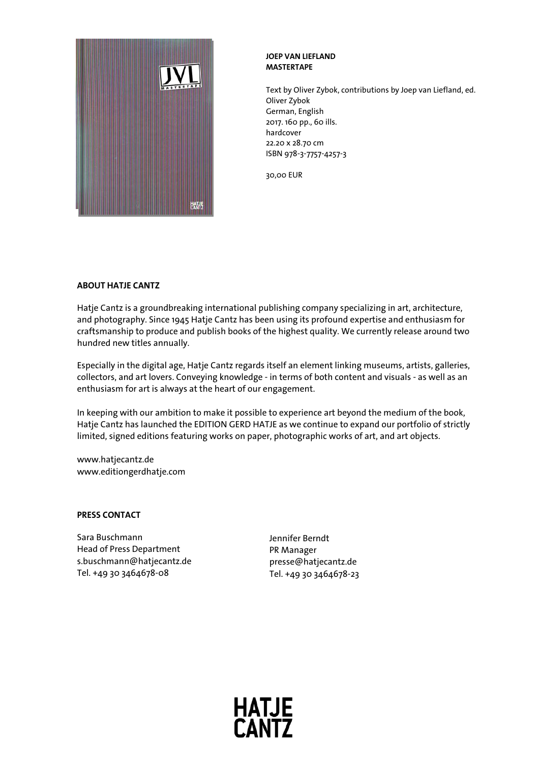**JOEP VAN LIEFLAND**
**MASTERTAPE**

Text by Oliver Zybok, contributions by Joep van Liefland, ed. Oliver Zybok
German, English
2017. 160 pp., 60 ills.
hardcover
22.20 x 28.70 cm
ISBN 978-3-7757-4257-3

30,00 EUR

**ABOUT HATJE CANTZ**

Hatje Cantz is a groundbreaking international publishing company specializing in art, architecture, and photography. Since 1945 Hatje Cantz has been using its profound expertise and enthusiasm for craftsmanship to produce and publish books of the highest quality. We currently release around two hundred new titles annually.

Especially in the digital age, Hatje Cantz regards itself an element linking museums, artists, galleries, collectors, and art lovers. Conveying knowledge - in terms of both content and visuals - as well as an enthusiasm for art is always at the heart of our engagement.

In keeping with our ambition to make it possible to experience art beyond the medium of the book, Hatje Cantz has launched the EDITION GERD HATJE as we continue to expand our portfolio of strictly limited, signed editions featuring works on paper, photographic works of art, and art objects.

www.hatjecantz.de
www.editiongerdhatje.com

**PRESS CONTACT**

Sara Buschmann
Head of Press Department
s.buschmann@hatjecantz.de
Tel. +49 30 3464678-08

Jennifer Berndt
PR Manager
presse@hatjecantz.de
Tel. +49 30 3464678-23

HATJE CANTZ